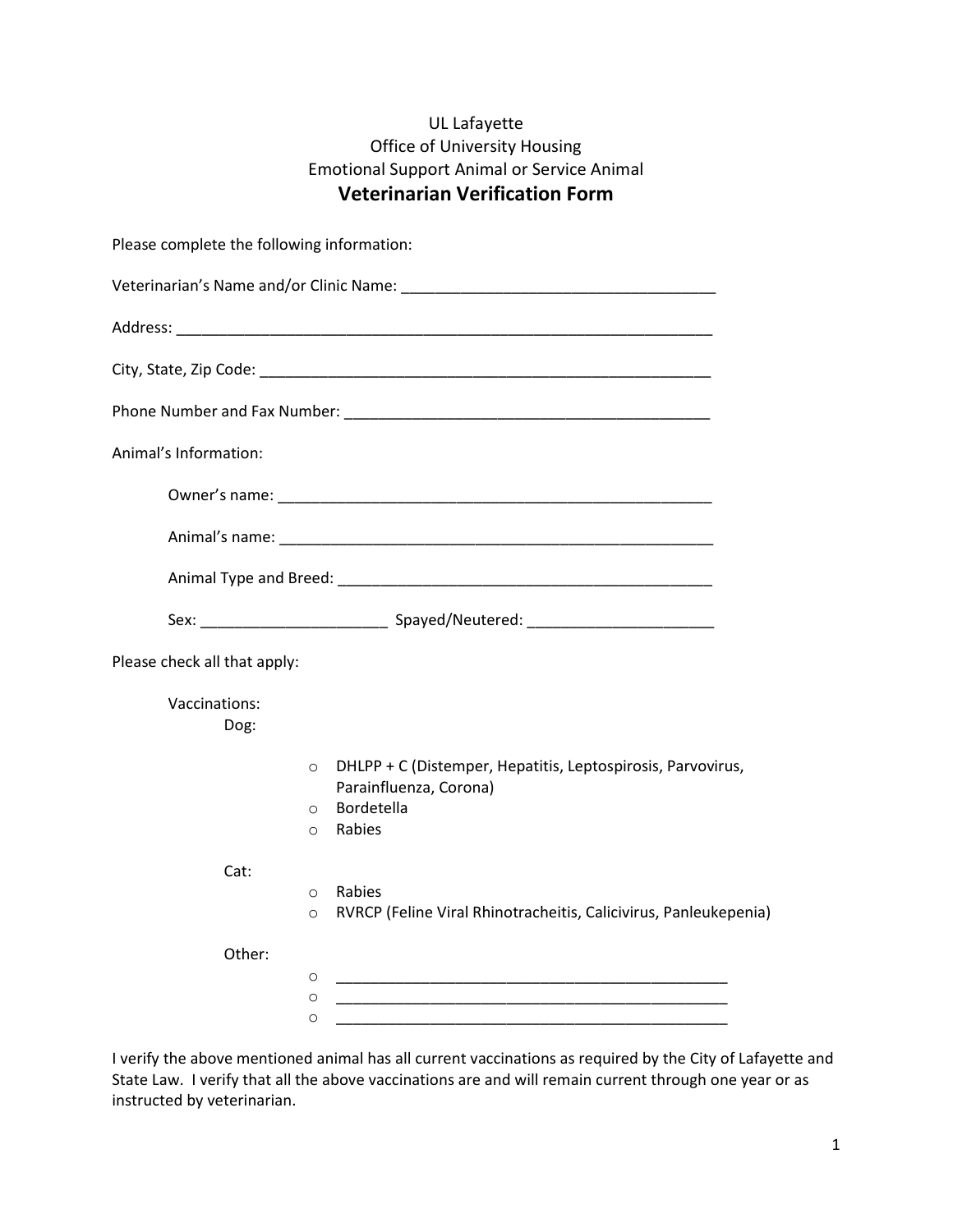UL Lafayette
Office of University Housing
Emotional Support Animal or Service Animal

# Veterinarian Verification Form

Please complete the following information:

Veterinarian's Name and/or Clinic Name: ______________________________________

Address: _________________________________________________________________

City, State, Zip Code: _______________________________________________________

Phone Number and Fax Number: ______________________________________________

Animal's Information:

Owner's name: ____________________________________________________

Animal's name: ____________________________________________________

Animal Type and Breed: _____________________________________________

Sex: ______________________ Spayed/Neutered: ______________________

Please check all that apply:

Vaccinations:

Dog:

- ○ DHLPP + C (Distemper, Hepatitis, Leptospirosis, Parvovirus, Parainfluenza, Corona)
- ○ Bordetella
- ○ Rabies

Cat:

- ○ Rabies
- ○ RVRCP (Feline Viral Rhinotracheitis, Calicivirus, Panleukepenia)

Other:

- ○ ________________________________________________
- ○ ________________________________________________
- ○ ________________________________________________

I verify the above mentioned animal has all current vaccinations as required by the City of Lafayette and State Law. I verify that all the above vaccinations are and will remain current through one year or as instructed by veterinarian.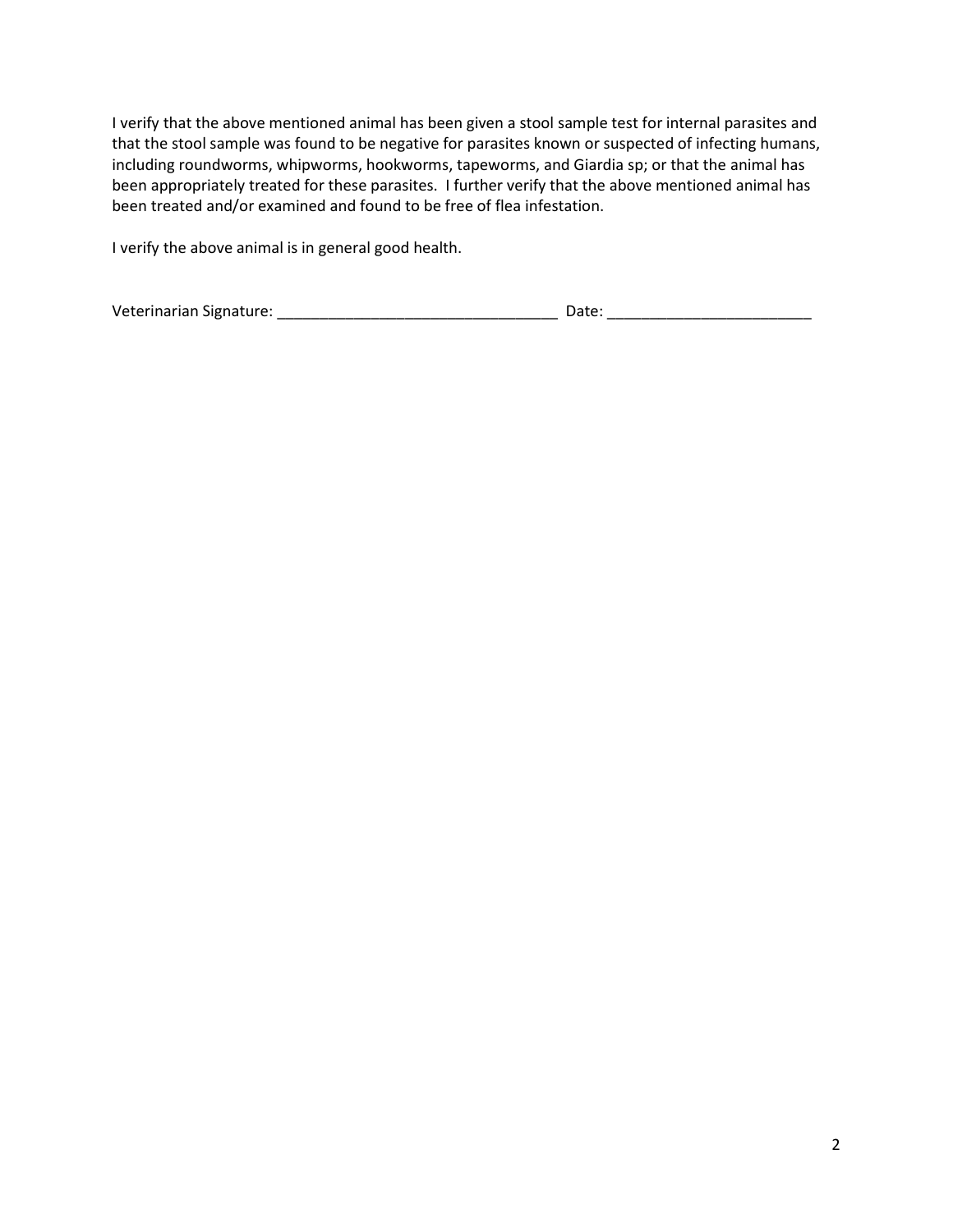I verify that the above mentioned animal has been given a stool sample test for internal parasites and that the stool sample was found to be negative for parasites known or suspected of infecting humans, including roundworms, whipworms, hookworms, tapeworms, and Giardia sp; or that the animal has been appropriately treated for these parasites. I further verify that the above mentioned animal has been treated and/or examined and found to be free of flea infestation.

I verify the above animal is in general good health.

Veterinarian Signature: _________________________________ Date: ________________________